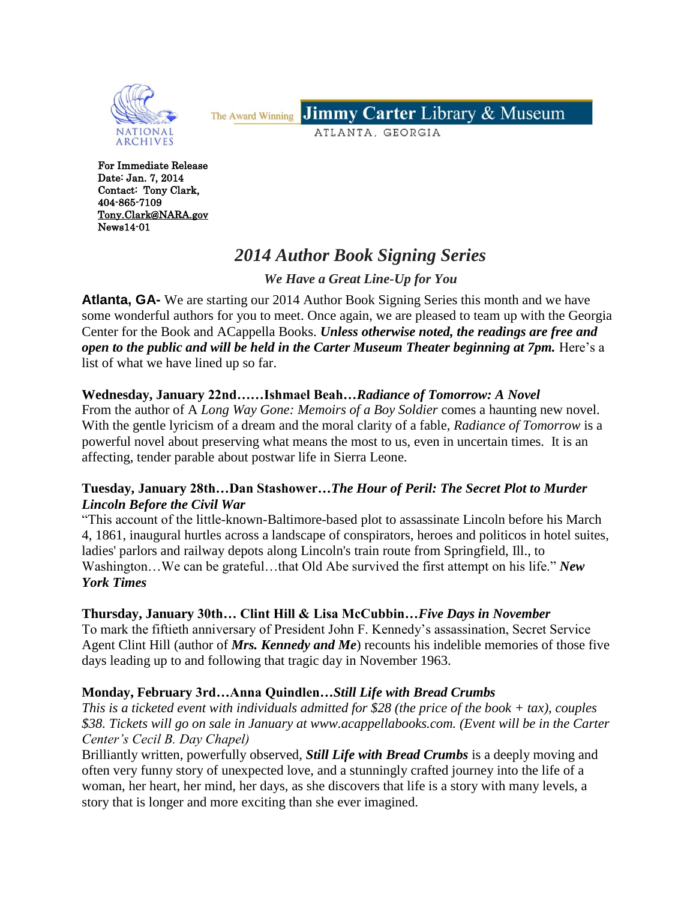NATIONAL ARCHIVES

The Award Winning **Jimmy Carter Library & Museum**
ATLANTA, GEORGIA

**For Immediate Release**
**Date: Jan. 7, 2014**
**Contact: Tony Clark,**
**404-865-7109**
**Tony.Clark@NARA.gov**
**News14-01**

# *2014 Author Book Signing Series*

### *We Have a Great Line-Up for You*

**Atlanta, GA-** We are starting our 2014 Author Book Signing Series this month and we have some wonderful authors for you to meet. Once again, we are pleased to team up with the Georgia Center for the Book and ACappella Books. ***Unless otherwise noted, the readings are free and open to the public and will be held in the Carter Museum Theater beginning at 7pm.*** Here's a list of what we have lined up so far.

**Wednesday, January 22nd……Ishmael Beah…*Radiance of Tomorrow: A Novel***
From the author of A *Long Way Gone: Memoirs of a Boy Soldier* comes a haunting new novel. With the gentle lyricism of a dream and the moral clarity of a fable, *Radiance of Tomorrow* is a powerful novel about preserving what means the most to us, even in uncertain times. It is an affecting, tender parable about postwar life in Sierra Leone.

**Tuesday, January 28th…Dan Stashower…*The Hour of Peril: The Secret Plot to Murder Lincoln Before the Civil War***
"This account of the little-known-Baltimore-based plot to assassinate Lincoln before his March 4, 1861, inaugural hurtles across a landscape of conspirators, heroes and politicos in hotel suites, ladies' parlors and railway depots along Lincoln's train route from Springfield, Ill., to Washington…We can be grateful…that Old Abe survived the first attempt on his life." ***New York Times***

**Thursday, January 30th… Clint Hill & Lisa McCubbin…*Five Days in November***
To mark the fiftieth anniversary of President John F. Kennedy's assassination, Secret Service Agent Clint Hill (author of ***Mrs. Kennedy and Me***) recounts his indelible memories of those five days leading up to and following that tragic day in November 1963.

**Monday, February 3rd…Anna Quindlen…*Still Life with Bread Crumbs***
*This is a ticketed event with individuals admitted for $28 (the price of the book + tax), couples $38. Tickets will go on sale in January at www.acappellabooks.com. (Event will be in the Carter Center's Cecil B. Day Chapel)*
Brilliantly written, powerfully observed, ***Still Life with Bread Crumbs*** is a deeply moving and often very funny story of unexpected love, and a stunningly crafted journey into the life of a woman, her heart, her mind, her days, as she discovers that life is a story with many levels, a story that is longer and more exciting than she ever imagined.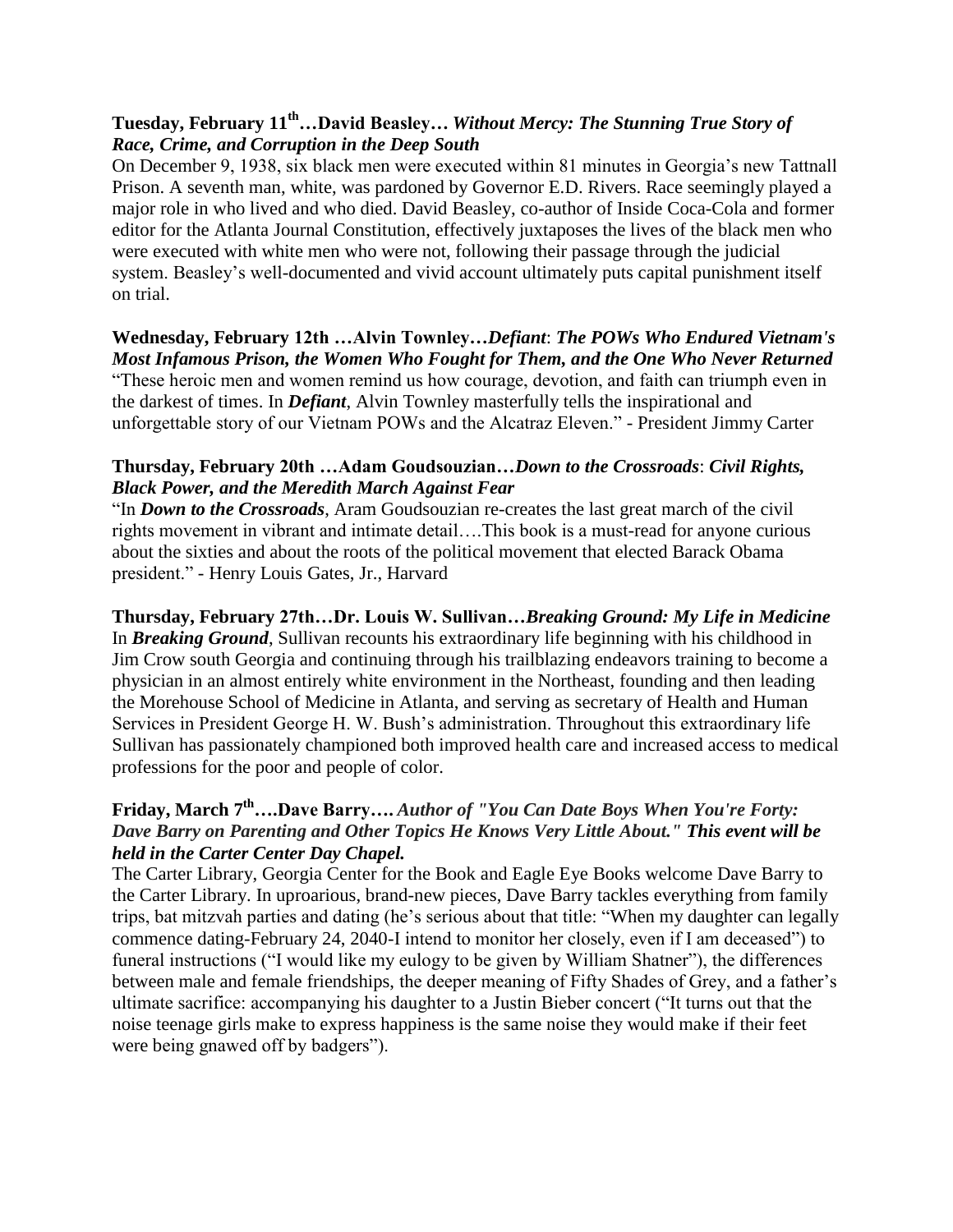**Tuesday, February 11th…David Beasley…** ***Without Mercy: The Stunning True Story of Race, Crime, and Corruption in the Deep South***

On December 9, 1938, six black men were executed within 81 minutes in Georgia's new Tattnall Prison. A seventh man, white, was pardoned by Governor E.D. Rivers. Race seemingly played a major role in who lived and who died. David Beasley, co-author of Inside Coca-Cola and former editor for the Atlanta Journal Constitution, effectively juxtaposes the lives of the black men who were executed with white men who were not, following their passage through the judicial system. Beasley's well-documented and vivid account ultimately puts capital punishment itself on trial.

**Wednesday, February 12th …Alvin Townley…*Defiant*: *The POWs Who Endured Vietnam's Most Infamous Prison, the Women Who Fought for Them, and the One Who Never Returned***

"These heroic men and women remind us how courage, devotion, and faith can triumph even in the darkest of times. In ***Defiant***, Alvin Townley masterfully tells the inspirational and unforgettable story of our Vietnam POWs and the Alcatraz Eleven." - President Jimmy Carter

**Thursday, February 20th …Adam Goudsouzian…*Down to the Crossroads*: *Civil Rights, Black Power, and the Meredith March Against Fear***

"In ***Down to the Crossroads***, Aram Goudsouzian re-creates the last great march of the civil rights movement in vibrant and intimate detail….This book is a must-read for anyone curious about the sixties and about the roots of the political movement that elected Barack Obama president." - Henry Louis Gates, Jr., Harvard

**Thursday, February 27th…Dr. Louis W. Sullivan…*Breaking Ground: My Life in Medicine***

In ***Breaking Ground***, Sullivan recounts his extraordinary life beginning with his childhood in Jim Crow south Georgia and continuing through his trailblazing endeavors training to become a physician in an almost entirely white environment in the Northeast, founding and then leading the Morehouse School of Medicine in Atlanta, and serving as secretary of Health and Human Services in President George H. W. Bush's administration. Throughout this extraordinary life Sullivan has passionately championed both improved health care and increased access to medical professions for the poor and people of color.

**Friday, March 7th….Dave Barry….** ***Author of "You Can Date Boys When You're Forty: Dave Barry on Parenting and Other Topics He Knows Very Little About." This event will be held in the Carter Center Day Chapel.***

The Carter Library, Georgia Center for the Book and Eagle Eye Books welcome Dave Barry to the Carter Library. In uproarious, brand-new pieces, Dave Barry tackles everything from family trips, bat mitzvah parties and dating (he's serious about that title: "When my daughter can legally commence dating-February 24, 2040-I intend to monitor her closely, even if I am deceased") to funeral instructions ("I would like my eulogy to be given by William Shatner"), the differences between male and female friendships, the deeper meaning of Fifty Shades of Grey, and a father's ultimate sacrifice: accompanying his daughter to a Justin Bieber concert ("It turns out that the noise teenage girls make to express happiness is the same noise they would make if their feet were being gnawed off by badgers").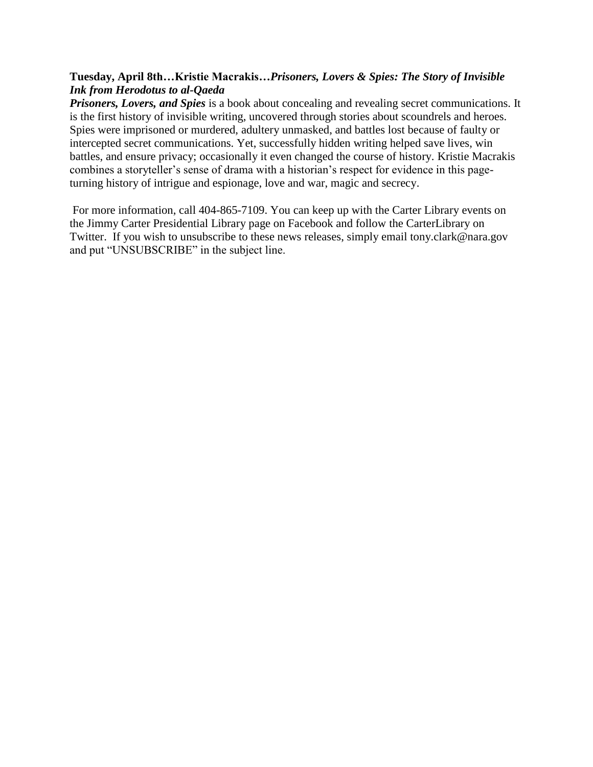**Tuesday, April 8th…Kristie Macrakis…*Prisoners, Lovers & Spies: The Story of Invisible Ink from Herodotus to al-Qaeda***

***Prisoners, Lovers, and Spies*** is a book about concealing and revealing secret communications. It is the first history of invisible writing, uncovered through stories about scoundrels and heroes. Spies were imprisoned or murdered, adultery unmasked, and battles lost because of faulty or intercepted secret communications. Yet, successfully hidden writing helped save lives, win battles, and ensure privacy; occasionally it even changed the course of history. Kristie Macrakis combines a storyteller's sense of drama with a historian's respect for evidence in this page-turning history of intrigue and espionage, love and war, magic and secrecy.

For more information, call 404-865-7109. You can keep up with the Carter Library events on the Jimmy Carter Presidential Library page on Facebook and follow the CarterLibrary on Twitter. If you wish to unsubscribe to these news releases, simply email tony.clark@nara.gov and put "UNSUBSCRIBE" in the subject line.